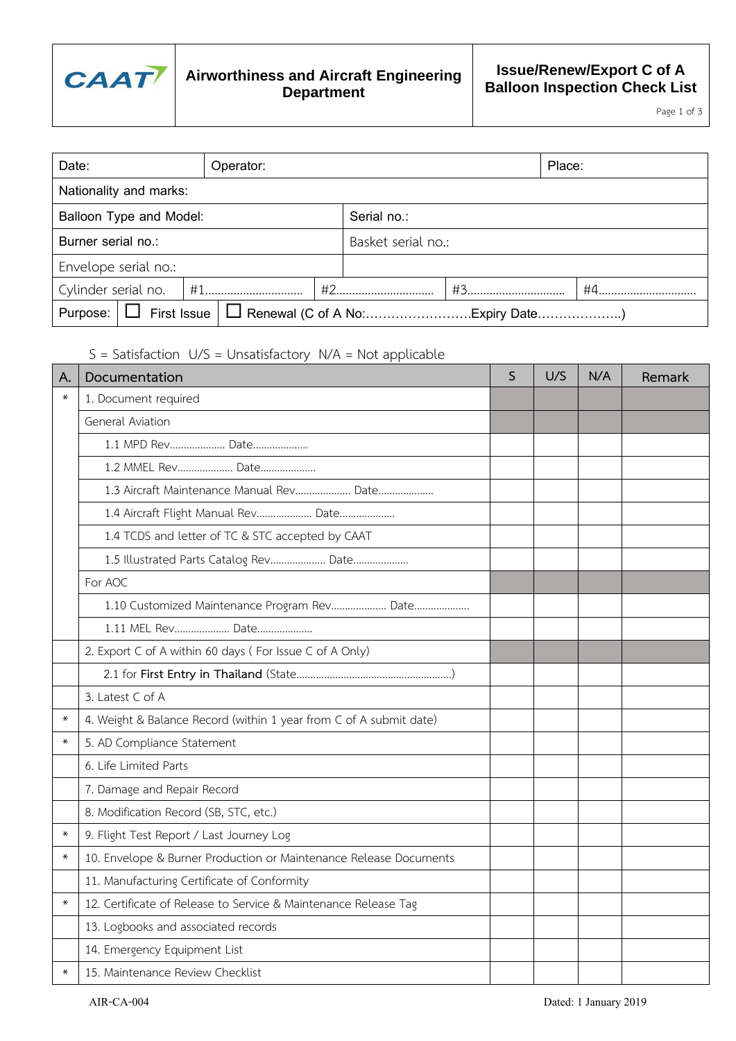| CAAT | Airworthiness and Aircraft Engineering Department | Issue/Renew/Export C of A Balloon Inspection Check List |
|---|---|---|

| Date: | Operator: | | | Place: |
|---|---|---|---|---|
| Nationality and marks: | | | | |
| Balloon Type and Model: | | Serial no.: | | |
| Burner serial no.: | | Basket serial no.: | | |
| Envelope serial no.: | | | | |
| Cylinder serial no. | #1............................... | #2............................... | #3............................... | #4............................... |
| Purpose: | ☐ First Issue | ☐ Renewal (C of A No:…………………….Expiry Date………………..) | | |

S = Satisfaction U/S = Unsatisfactory N/A = Not applicable

| A. | Documentation | S | U/S | N/A | Remark |
|---|---|---|---|---|---|
| * | 1. Document required | | | | |
| | General Aviation | | | | |
| | 1.1 MPD Rev.................... Date.................... | | | | |
| | 1.2 MMEL Rev.................... Date.................... | | | | |
| | 1.3 Aircraft Maintenance Manual Rev.................... Date.................... | | | | |
| | 1.4 Aircraft Flight Manual Rev.................... Date.................... | | | | |
| | 1.4 TCDS and letter of TC & STC accepted by CAAT | | | | |
| | 1.5 Illustrated Parts Catalog Rev.................... Date.................... | | | | |
| | For AOC | | | | |
| | 1.10 Customized Maintenance Program Rev.................... Date.................... | | | | |
| | 1.11 MEL Rev.................... Date.................... | | | | |
| | 2. Export C of A within 60 days ( For Issue C of A Only) | | | | |
| | 2.1 for **First Entry in Thailand** (State.......................................................) | | | | |
| | 3. Latest C of A | | | | |
| * | 4. Weight & Balance Record (within 1 year from C of A submit date) | | | | |
| * | 5. AD Compliance Statement | | | | |
| | 6. Life Limited Parts | | | | |
| | 7. Damage and Repair Record | | | | |
| | 8. Modification Record (SB, STC, etc.) | | | | |
| * | 9. Flight Test Report / Last Journey Log | | | | |
| * | 10. Envelope & Burner Production or Maintenance Release Documents | | | | |
| | 11. Manufacturing Certificate of Conformity | | | | |
| * | 12. Certificate of Release to Service & Maintenance Release Tag | | | | |
| | 13. Logbooks and associated records | | | | |
| | 14. Emergency Equipment List | | | | |
| * | 15. Maintenance Review Checklist | | | | |

AIR-CA-004 Dated: 1 January 2019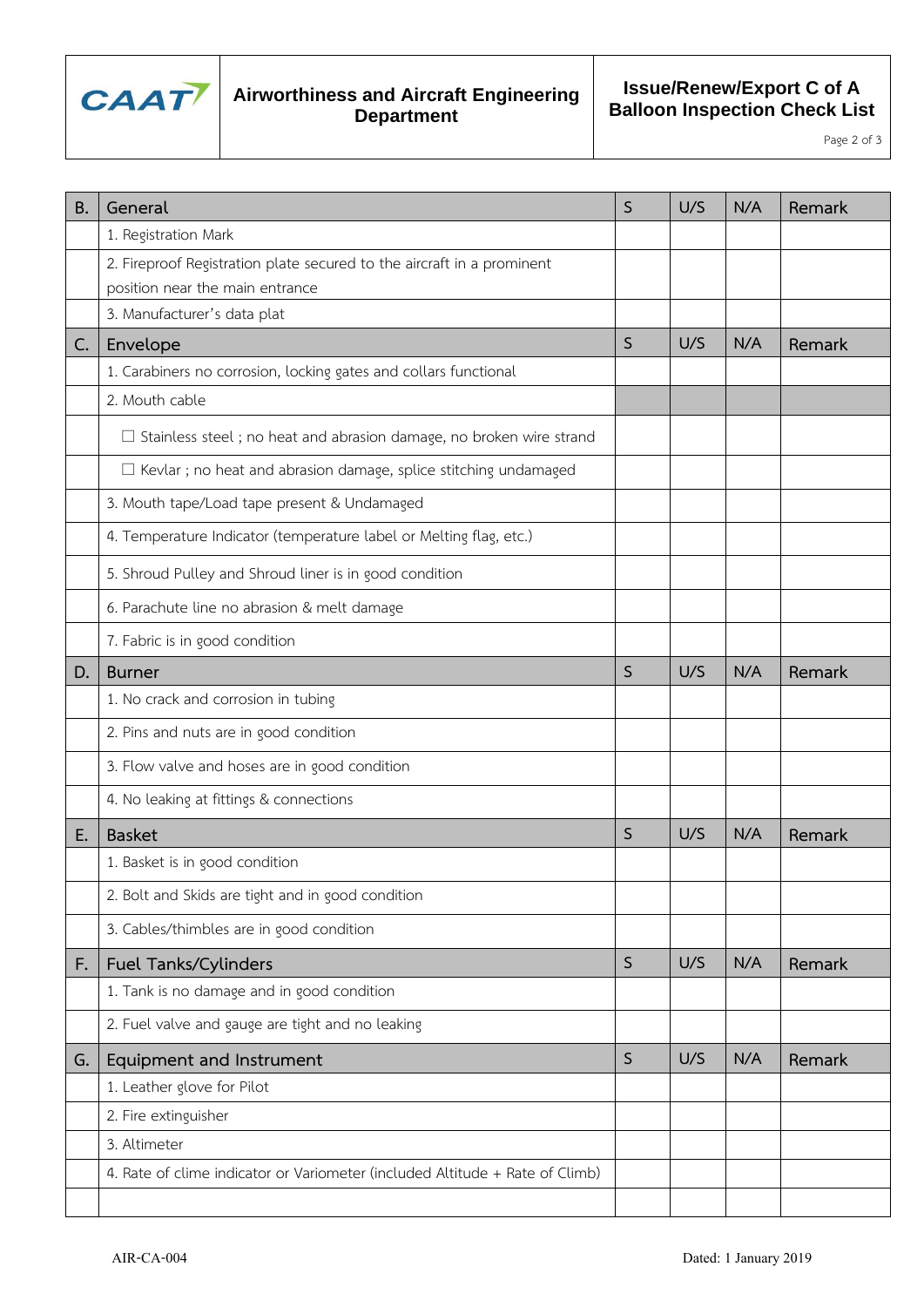| B. | General | S | U/S | N/A | Remark |
|---|---|---|---|---|---|
| | 1. Registration Mark | | | | |
| | 2. Fireproof Registration plate secured to the aircraft in a prominent position near the main entrance | | | | |
| | 3. Manufacturer's data plat | | | | |
| **C.** | **Envelope** | **S** | **U/S** | **N/A** | **Remark** |
| | 1. Carabiners no corrosion, locking gates and collars functional | | | | |
| | 2. Mouth cable | | | | |
| | ☐ Stainless steel ; no heat and abrasion damage, no broken wire strand | | | | |
| | ☐ Kevlar ; no heat and abrasion damage, splice stitching undamaged | | | | |
| | 3. Mouth tape/Load tape present & Undamaged | | | | |
| | 4. Temperature Indicator (temperature label or Melting flag, etc.) | | | | |
| | 5. Shroud Pulley and Shroud liner is in good condition | | | | |
| | 6. Parachute line no abrasion & melt damage | | | | |
| | 7. Fabric is in good condition | | | | |
| **D.** | **Burner** | **S** | **U/S** | **N/A** | **Remark** |
| | 1. No crack and corrosion in tubing | | | | |
| | 2. Pins and nuts are in good condition | | | | |
| | 3. Flow valve and hoses are in good condition | | | | |
| | 4. No leaking at fittings & connections | | | | |
| **E.** | **Basket** | **S** | **U/S** | **N/A** | **Remark** |
| | 1. Basket is in good condition | | | | |
| | 2. Bolt and Skids are tight and in good condition | | | | |
| | 3. Cables/thimbles are in good condition | | | | |
| **F.** | **Fuel Tanks/Cylinders** | **S** | **U/S** | **N/A** | **Remark** |
| | 1. Tank is no damage and in good condition | | | | |
| | 2. Fuel valve and gauge are tight and no leaking | | | | |
| **G.** | **Equipment and Instrument** | **S** | **U/S** | **N/A** | **Remark** |
| | 1. Leather glove for Pilot | | | | |
| | 2. Fire extinguisher | | | | |
| | 3. Altimeter | | | | |
| | 4. Rate of clime indicator or Variometer (included Altitude + Rate of Climb) | | | | |
| | | | | | |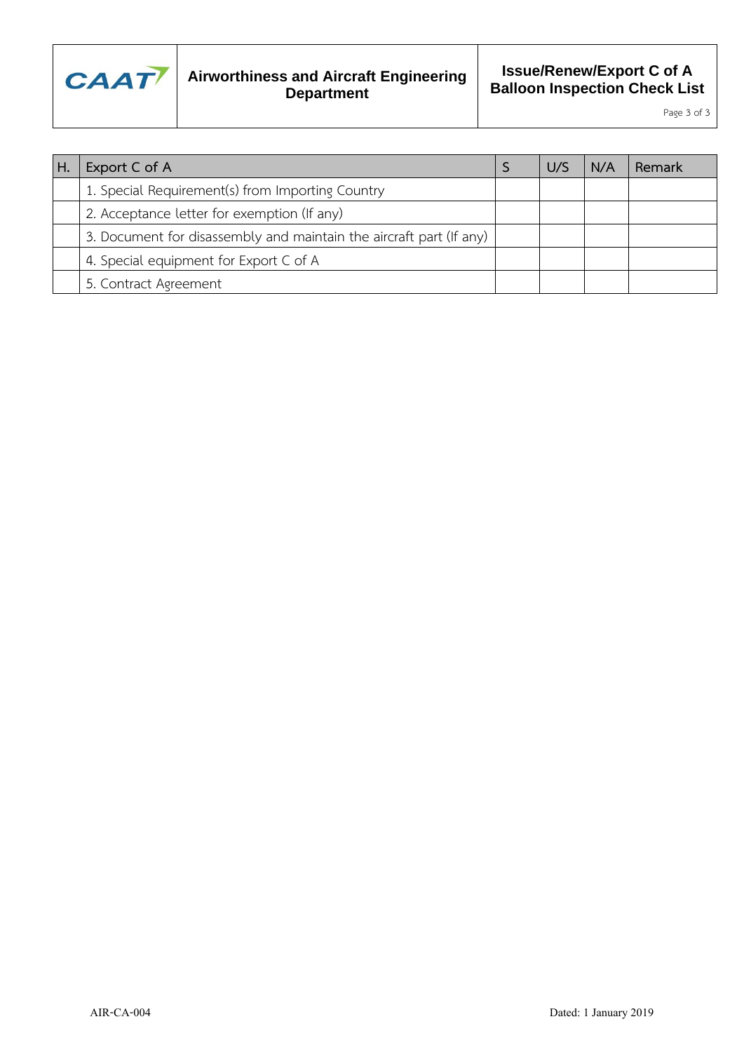| H. | Export C of A | S | U/S | N/A | Remark |
|---|---|---|---|---|---|
| | 1. Special Requirement(s) from Importing Country | | | | |
| | 2. Acceptance letter for exemption (If any) | | | | |
| | 3. Document for disassembly and maintain the aircraft part (If any) | | | | |
| | 4. Special equipment for Export C of A | | | | |
| | 5. Contract Agreement | | | | |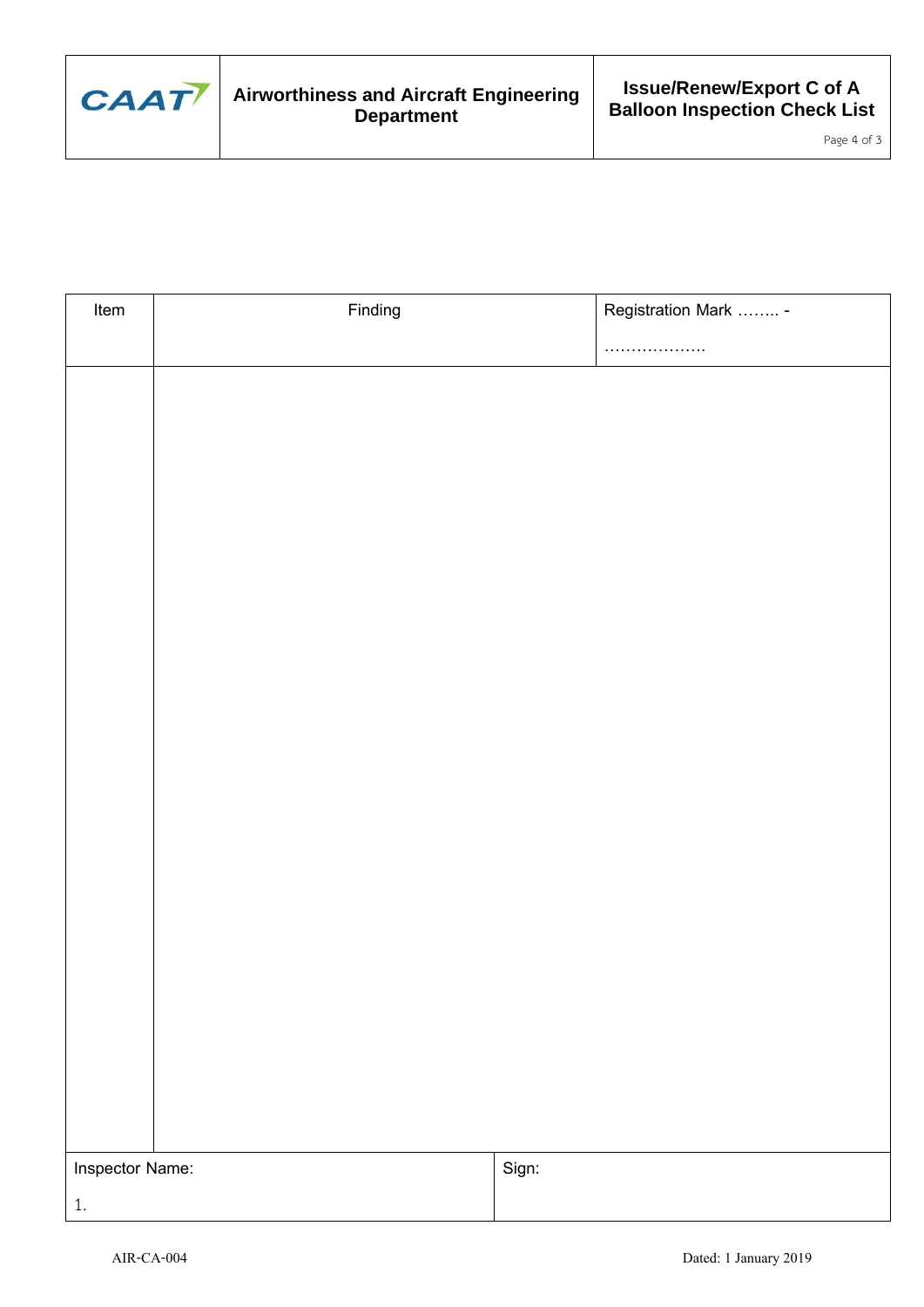| Item | Finding | Registration Mark …….. - ………………. |
|---|---|---|
| | | |

| Inspector Name: 1. | Sign: |
|---|---|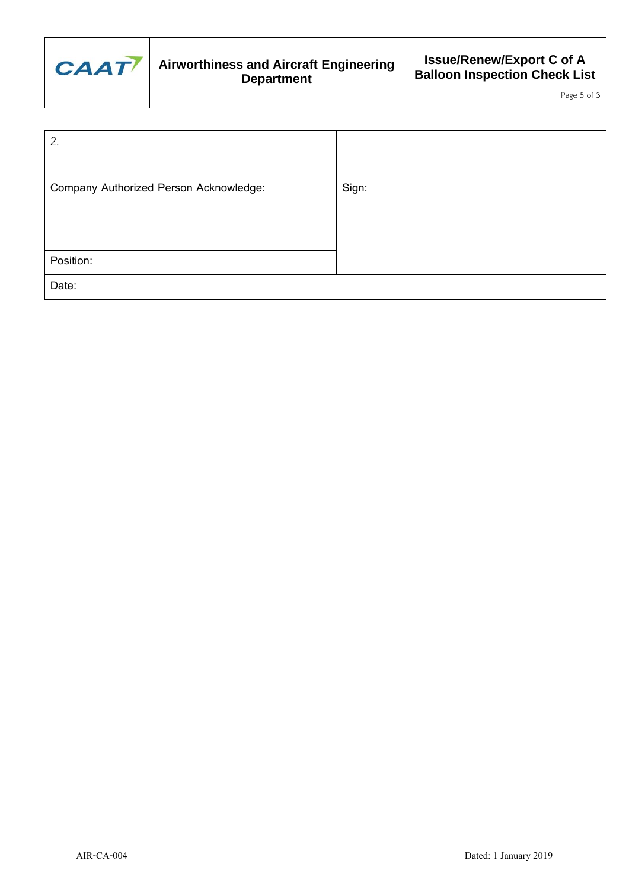| | |
|---|---|
| 2. | |
| Company Authorized Person Acknowledge: | Sign: |
| Position: | |
| Date: | |